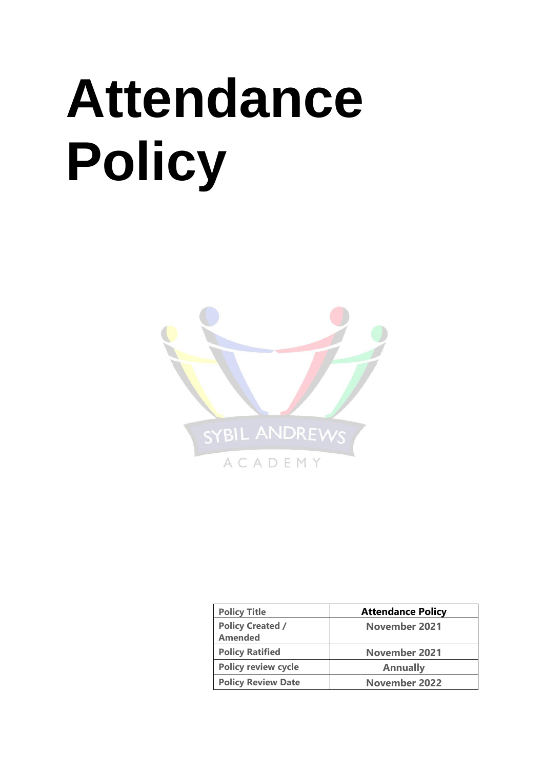# Attendance Policy

SYBIL ANDREWS

ACADEMY

| Policy Title | Attendance Policy |
| --- | --- |
| Policy Created / Amended | November 2021 |
| Policy Ratified | November 2021 |
| Policy review cycle | Annually |
| Policy Review Date | November 2022 |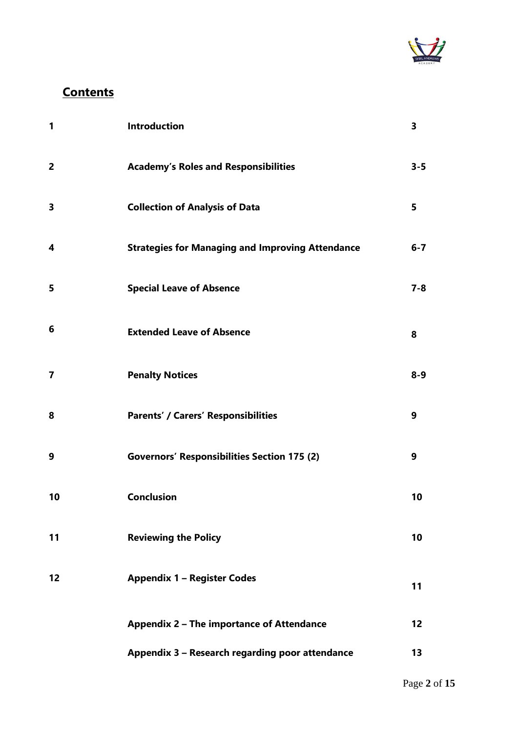## Contents

| | | |
|---|---|---|
| **1** | **Introduction** | **3** |
| **2** | **Academy's Roles and Responsibilities** | **3-5** |
| **3** | **Collection of Analysis of Data** | **5** |
| **4** | **Strategies for Managing and Improving Attendance** | **6-7** |
| **5** | **Special Leave of Absence** | **7-8** |
| **6** | **Extended Leave of Absence** | **8** |
| **7** | **Penalty Notices** | **8-9** |
| **8** | **Parents' / Carers' Responsibilities** | **9** |
| **9** | **Governors' Responsibilities Section 175 (2)** | **9** |
| **10** | **Conclusion** | **10** |
| **11** | **Reviewing the Policy** | **10** |
| **12** | **Appendix 1 – Register Codes** | **11** |
| | **Appendix 2 – The importance of Attendance** | **12** |
| | **Appendix 3 – Research regarding poor attendance** | **13** |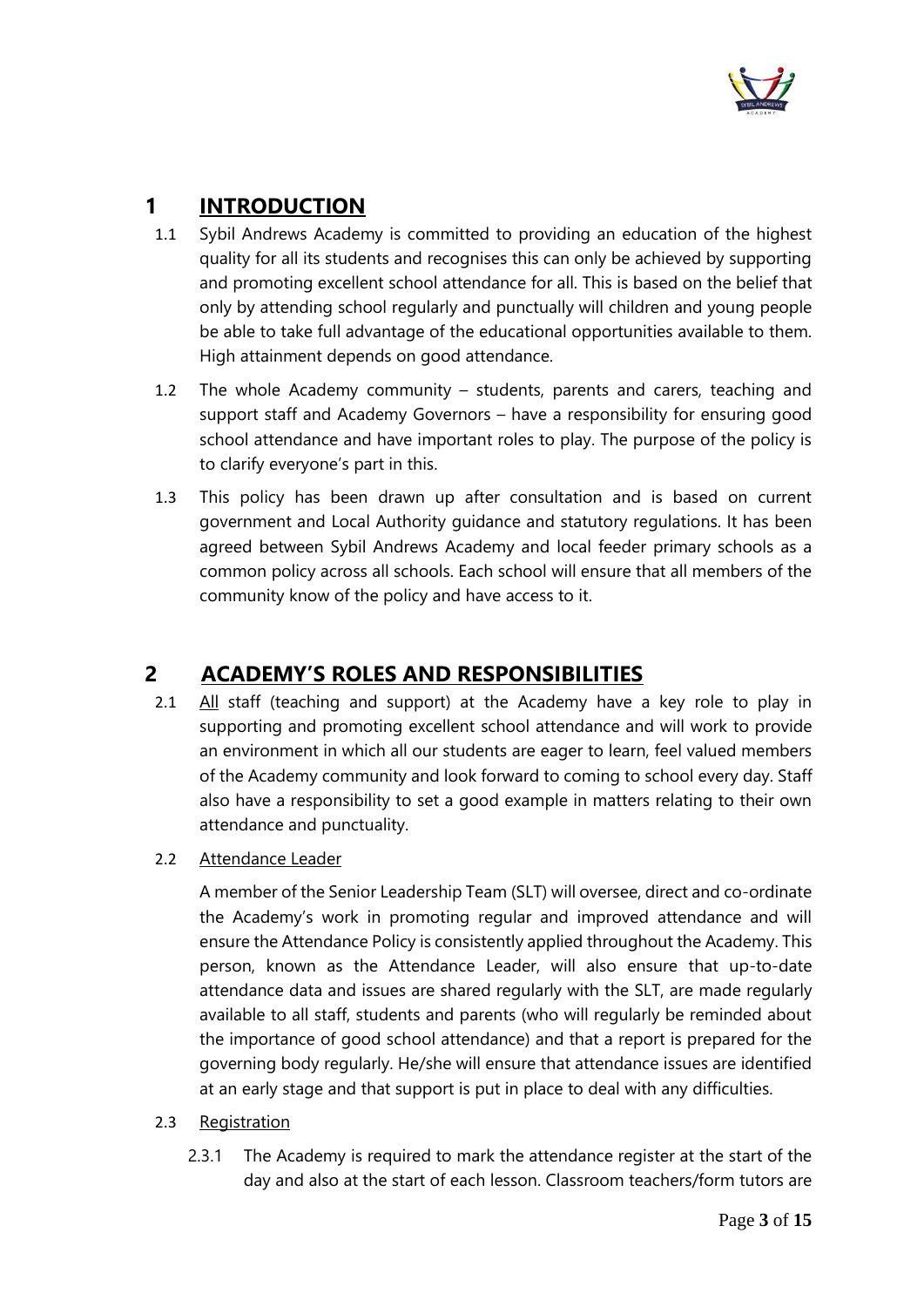# 1 INTRODUCTION

1.1 Sybil Andrews Academy is committed to providing an education of the highest quality for all its students and recognises this can only be achieved by supporting and promoting excellent school attendance for all. This is based on the belief that only by attending school regularly and punctually will children and young people be able to take full advantage of the educational opportunities available to them. High attainment depends on good attendance.

1.2 The whole Academy community – students, parents and carers, teaching and support staff and Academy Governors – have a responsibility for ensuring good school attendance and have important roles to play. The purpose of the policy is to clarify everyone's part in this.

1.3 This policy has been drawn up after consultation and is based on current government and Local Authority guidance and statutory regulations. It has been agreed between Sybil Andrews Academy and local feeder primary schools as a common policy across all schools. Each school will ensure that all members of the community know of the policy and have access to it.

# 2 ACADEMY'S ROLES AND RESPONSIBILITIES

2.1 All staff (teaching and support) at the Academy have a key role to play in supporting and promoting excellent school attendance and will work to provide an environment in which all our students are eager to learn, feel valued members of the Academy community and look forward to coming to school every day. Staff also have a responsibility to set a good example in matters relating to their own attendance and punctuality.

2.2 Attendance Leader

A member of the Senior Leadership Team (SLT) will oversee, direct and co-ordinate the Academy's work in promoting regular and improved attendance and will ensure the Attendance Policy is consistently applied throughout the Academy. This person, known as the Attendance Leader, will also ensure that up-to-date attendance data and issues are shared regularly with the SLT, are made regularly available to all staff, students and parents (who will regularly be reminded about the importance of good school attendance) and that a report is prepared for the governing body regularly. He/she will ensure that attendance issues are identified at an early stage and that support is put in place to deal with any difficulties.

2.3 Registration

2.3.1 The Academy is required to mark the attendance register at the start of the day and also at the start of each lesson. Classroom teachers/form tutors are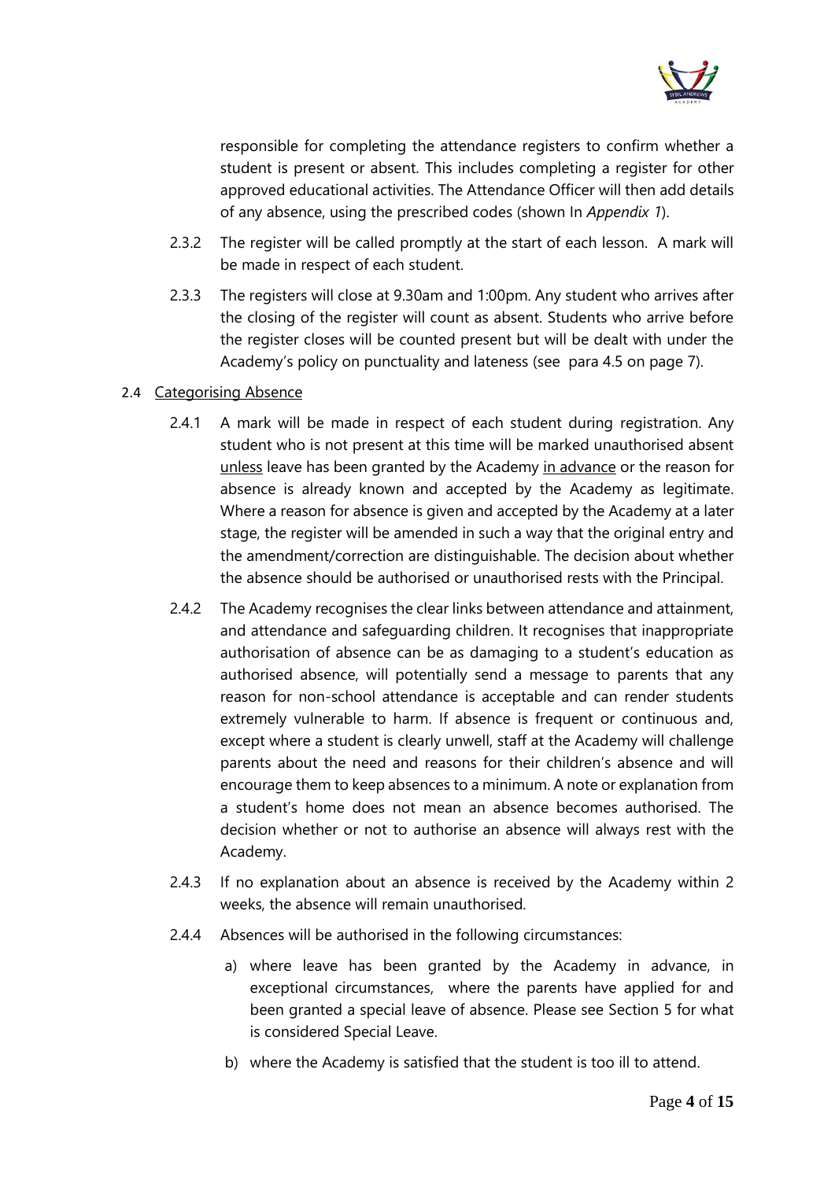responsible for completing the attendance registers to confirm whether a student is present or absent. This includes completing a register for other approved educational activities. The Attendance Officer will then add details of any absence, using the prescribed codes (shown In *Appendix 1*).

2.3.2 The register will be called promptly at the start of each lesson. A mark will be made in respect of each student.

2.3.3 The registers will close at 9.30am and 1:00pm. Any student who arrives after the closing of the register will count as absent. Students who arrive before the register closes will be counted present but will be dealt with under the Academy's policy on punctuality and lateness (see para 4.5 on page 7).

2.4 Categorising Absence

2.4.1 A mark will be made in respect of each student during registration. Any student who is not present at this time will be marked unauthorised absent unless leave has been granted by the Academy in advance or the reason for absence is already known and accepted by the Academy as legitimate. Where a reason for absence is given and accepted by the Academy at a later stage, the register will be amended in such a way that the original entry and the amendment/correction are distinguishable. The decision about whether the absence should be authorised or unauthorised rests with the Principal.

2.4.2 The Academy recognises the clear links between attendance and attainment, and attendance and safeguarding children. It recognises that inappropriate authorisation of absence can be as damaging to a student's education as authorised absence, will potentially send a message to parents that any reason for non-school attendance is acceptable and can render students extremely vulnerable to harm. If absence is frequent or continuous and, except where a student is clearly unwell, staff at the Academy will challenge parents about the need and reasons for their children's absence and will encourage them to keep absences to a minimum. A note or explanation from a student's home does not mean an absence becomes authorised. The decision whether or not to authorise an absence will always rest with the Academy.

2.4.3 If no explanation about an absence is received by the Academy within 2 weeks, the absence will remain unauthorised.

2.4.4 Absences will be authorised in the following circumstances:

a) where leave has been granted by the Academy in advance, in exceptional circumstances, where the parents have applied for and been granted a special leave of absence. Please see Section 5 for what is considered Special Leave.

b) where the Academy is satisfied that the student is too ill to attend.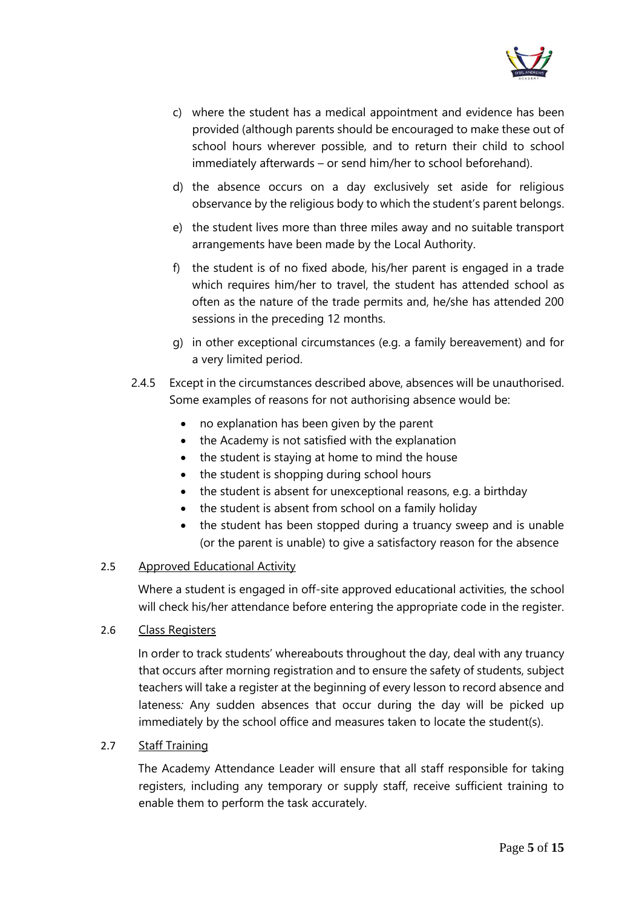c) where the student has a medical appointment and evidence has been provided (although parents should be encouraged to make these out of school hours wherever possible, and to return their child to school immediately afterwards – or send him/her to school beforehand).

d) the absence occurs on a day exclusively set aside for religious observance by the religious body to which the student's parent belongs.

e) the student lives more than three miles away and no suitable transport arrangements have been made by the Local Authority.

f) the student is of no fixed abode, his/her parent is engaged in a trade which requires him/her to travel, the student has attended school as often as the nature of the trade permits and, he/she has attended 200 sessions in the preceding 12 months.

g) in other exceptional circumstances (e.g. a family bereavement) and for a very limited period.

2.4.5 Except in the circumstances described above, absences will be unauthorised. Some examples of reasons for not authorising absence would be:

- no explanation has been given by the parent
- the Academy is not satisfied with the explanation
- the student is staying at home to mind the house
- the student is shopping during school hours
- the student is absent for unexceptional reasons, e.g. a birthday
- the student is absent from school on a family holiday
- the student has been stopped during a truancy sweep and is unable (or the parent is unable) to give a satisfactory reason for the absence

2.5 <u>Approved Educational Activity</u>

Where a student is engaged in off-site approved educational activities, the school will check his/her attendance before entering the appropriate code in the register.

2.6 <u>Class Registers</u>

In order to track students' whereabouts throughout the day, deal with any truancy that occurs after morning registration and to ensure the safety of students, subject teachers will take a register at the beginning of every lesson to record absence and lateness*:* Any sudden absences that occur during the day will be picked up immediately by the school office and measures taken to locate the student(s).

2.7 <u>Staff Training</u>

The Academy Attendance Leader will ensure that all staff responsible for taking registers, including any temporary or supply staff, receive sufficient training to enable them to perform the task accurately.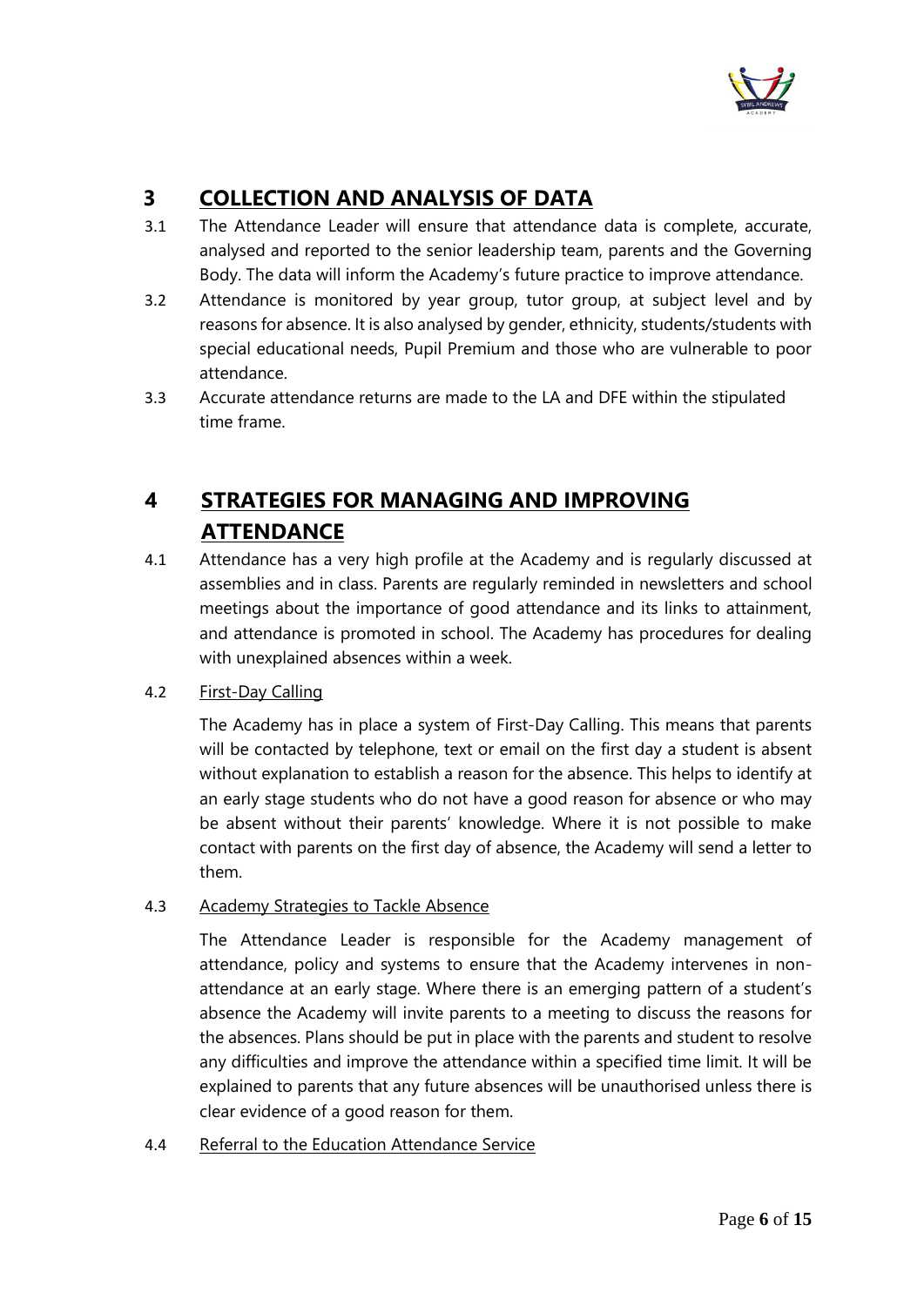## 3 COLLECTION AND ANALYSIS OF DATA

3.1 The Attendance Leader will ensure that attendance data is complete, accurate, analysed and reported to the senior leadership team, parents and the Governing Body. The data will inform the Academy's future practice to improve attendance.

3.2 Attendance is monitored by year group, tutor group, at subject level and by reasons for absence. It is also analysed by gender, ethnicity, students/students with special educational needs, Pupil Premium and those who are vulnerable to poor attendance.

3.3 Accurate attendance returns are made to the LA and DFE within the stipulated time frame.

## 4 STRATEGIES FOR MANAGING AND IMPROVING ATTENDANCE

4.1 Attendance has a very high profile at the Academy and is regularly discussed at assemblies and in class. Parents are regularly reminded in newsletters and school meetings about the importance of good attendance and its links to attainment, and attendance is promoted in school. The Academy has procedures for dealing with unexplained absences within a week.

4.2 First-Day Calling

The Academy has in place a system of First-Day Calling. This means that parents will be contacted by telephone, text or email on the first day a student is absent without explanation to establish a reason for the absence. This helps to identify at an early stage students who do not have a good reason for absence or who may be absent without their parents' knowledge. Where it is not possible to make contact with parents on the first day of absence, the Academy will send a letter to them.

4.3 Academy Strategies to Tackle Absence

The Attendance Leader is responsible for the Academy management of attendance, policy and systems to ensure that the Academy intervenes in non-attendance at an early stage. Where there is an emerging pattern of a student's absence the Academy will invite parents to a meeting to discuss the reasons for the absences. Plans should be put in place with the parents and student to resolve any difficulties and improve the attendance within a specified time limit. It will be explained to parents that any future absences will be unauthorised unless there is clear evidence of a good reason for them.

4.4 Referral to the Education Attendance Service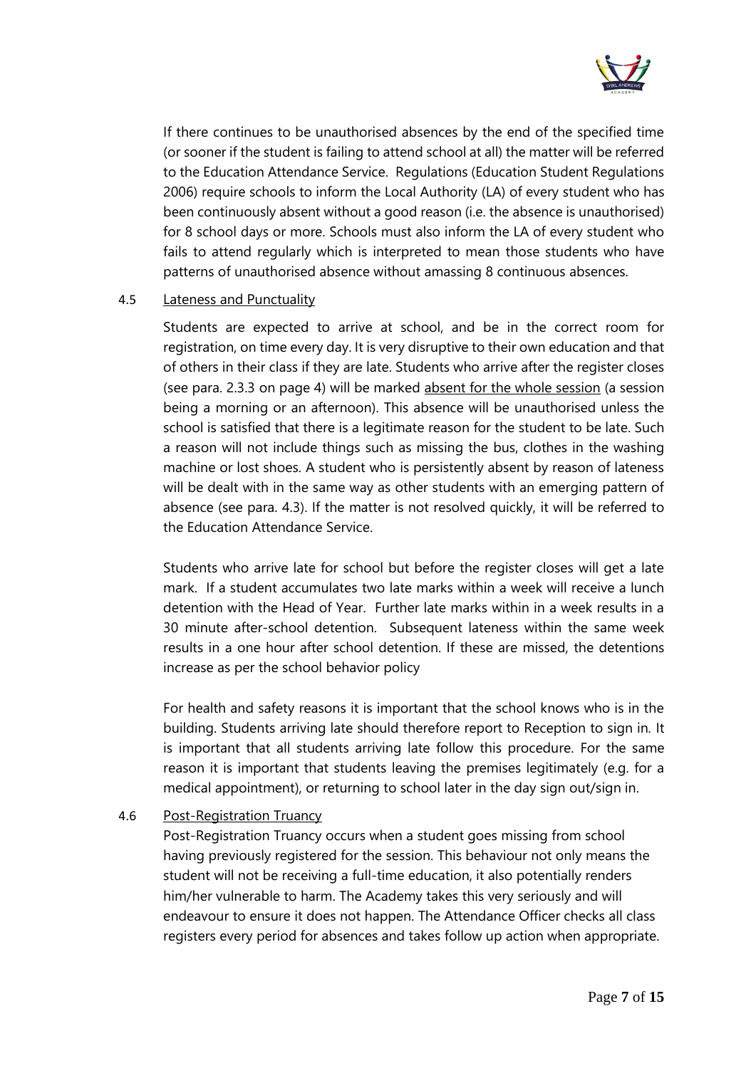If there continues to be unauthorised absences by the end of the specified time (or sooner if the student is failing to attend school at all) the matter will be referred to the Education Attendance Service. Regulations (Education Student Regulations 2006) require schools to inform the Local Authority (LA) of every student who has been continuously absent without a good reason (i.e. the absence is unauthorised) for 8 school days or more. Schools must also inform the LA of every student who fails to attend regularly which is interpreted to mean those students who have patterns of unauthorised absence without amassing 8 continuous absences.

### 4.5 Lateness and Punctuality

Students are expected to arrive at school, and be in the correct room for registration, on time every day. It is very disruptive to their own education and that of others in their class if they are late. Students who arrive after the register closes (see para. 2.3.3 on page 4) will be marked absent for the whole session (a session being a morning or an afternoon). This absence will be unauthorised unless the school is satisfied that there is a legitimate reason for the student to be late. Such a reason will not include things such as missing the bus, clothes in the washing machine or lost shoes. A student who is persistently absent by reason of lateness will be dealt with in the same way as other students with an emerging pattern of absence (see para. 4.3). If the matter is not resolved quickly, it will be referred to the Education Attendance Service.

Students who arrive late for school but before the register closes will get a late mark. If a student accumulates two late marks within a week will receive a lunch detention with the Head of Year. Further late marks within in a week results in a 30 minute after-school detention. Subsequent lateness within the same week results in a one hour after school detention. If these are missed, the detentions increase as per the school behavior policy

For health and safety reasons it is important that the school knows who is in the building. Students arriving late should therefore report to Reception to sign in. It is important that all students arriving late follow this procedure. For the same reason it is important that students leaving the premises legitimately (e.g. for a medical appointment), or returning to school later in the day sign out/sign in.

### 4.6 Post-Registration Truancy

Post-Registration Truancy occurs when a student goes missing from school having previously registered for the session. This behaviour not only means the student will not be receiving a full-time education, it also potentially renders him/her vulnerable to harm. The Academy takes this very seriously and will endeavour to ensure it does not happen. The Attendance Officer checks all class registers every period for absences and takes follow up action when appropriate.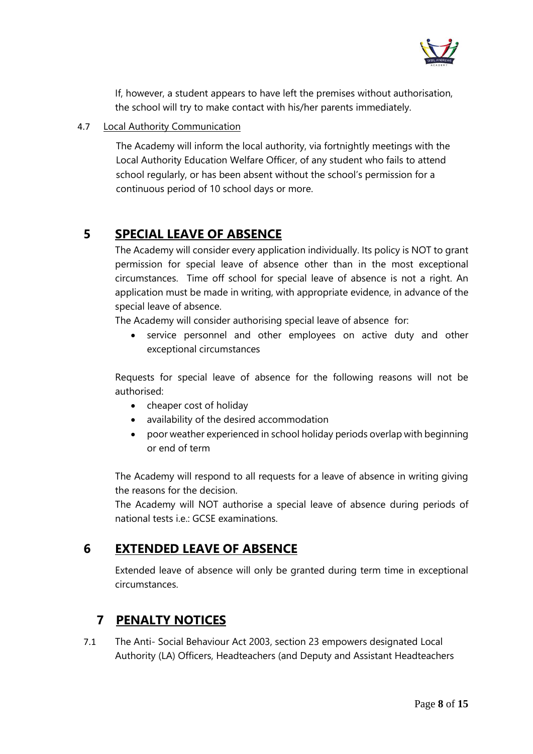If, however, a student appears to have left the premises without authorisation, the school will try to make contact with his/her parents immediately.

4.7 Local Authority Communication

The Academy will inform the local authority, via fortnightly meetings with the Local Authority Education Welfare Officer, of any student who fails to attend school regularly, or has been absent without the school's permission for a continuous period of 10 school days or more.

## 5 SPECIAL LEAVE OF ABSENCE

The Academy will consider every application individually. Its policy is NOT to grant permission for special leave of absence other than in the most exceptional circumstances. Time off school for special leave of absence is not a right. An application must be made in writing, with appropriate evidence, in advance of the special leave of absence.

The Academy will consider authorising special leave of absence for:

- service personnel and other employees on active duty and other exceptional circumstances

Requests for special leave of absence for the following reasons will not be authorised:

- cheaper cost of holiday
- availability of the desired accommodation
- poor weather experienced in school holiday periods overlap with beginning or end of term

The Academy will respond to all requests for a leave of absence in writing giving the reasons for the decision.

The Academy will NOT authorise a special leave of absence during periods of national tests i.e.: GCSE examinations.

## 6 EXTENDED LEAVE OF ABSENCE

Extended leave of absence will only be granted during term time in exceptional circumstances.

## 7 PENALTY NOTICES

7.1 The Anti- Social Behaviour Act 2003, section 23 empowers designated Local Authority (LA) Officers, Headteachers (and Deputy and Assistant Headteachers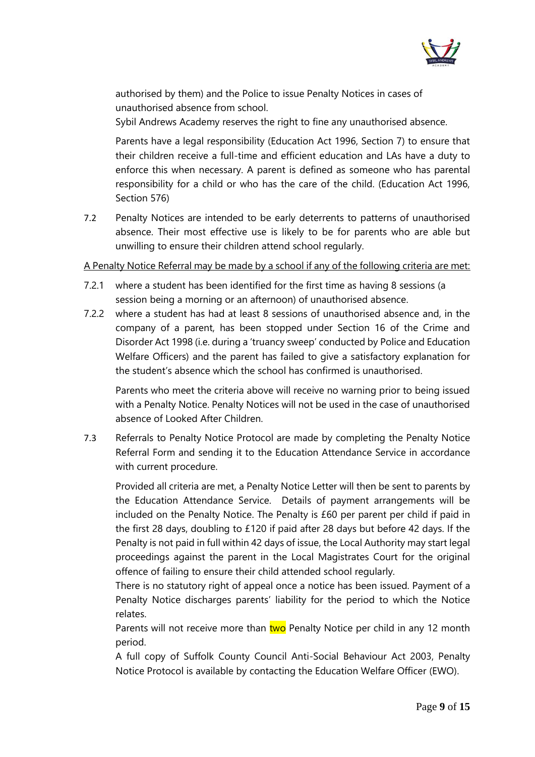authorised by them) and the Police to issue Penalty Notices in cases of unauthorised absence from school.

Sybil Andrews Academy reserves the right to fine any unauthorised absence.

Parents have a legal responsibility (Education Act 1996, Section 7) to ensure that their children receive a full-time and efficient education and LAs have a duty to enforce this when necessary. A parent is defined as someone who has parental responsibility for a child or who has the care of the child. (Education Act 1996, Section 576)

7.2 Penalty Notices are intended to be early deterrents to patterns of unauthorised absence. Their most effective use is likely to be for parents who are able but unwilling to ensure their children attend school regularly.

<u>A Penalty Notice Referral may be made by a school if any of the following criteria are met:</u>

7.2.1 where a student has been identified for the first time as having 8 sessions (a session being a morning or an afternoon) of unauthorised absence.

7.2.2 where a student has had at least 8 sessions of unauthorised absence and, in the company of a parent, has been stopped under Section 16 of the Crime and Disorder Act 1998 (i.e. during a 'truancy sweep' conducted by Police and Education Welfare Officers) and the parent has failed to give a satisfactory explanation for the student's absence which the school has confirmed is unauthorised.

Parents who meet the criteria above will receive no warning prior to being issued with a Penalty Notice. Penalty Notices will not be used in the case of unauthorised absence of Looked After Children.

7.3 Referrals to Penalty Notice Protocol are made by completing the Penalty Notice Referral Form and sending it to the Education Attendance Service in accordance with current procedure.

Provided all criteria are met, a Penalty Notice Letter will then be sent to parents by the Education Attendance Service. Details of payment arrangements will be included on the Penalty Notice. The Penalty is £60 per parent per child if paid in the first 28 days, doubling to £120 if paid after 28 days but before 42 days. If the Penalty is not paid in full within 42 days of issue, the Local Authority may start legal proceedings against the parent in the Local Magistrates Court for the original offence of failing to ensure their child attended school regularly.

There is no statutory right of appeal once a notice has been issued. Payment of a Penalty Notice discharges parents' liability for the period to which the Notice relates.

Parents will not receive more than two Penalty Notice per child in any 12 month period.

A full copy of Suffolk County Council Anti-Social Behaviour Act 2003, Penalty Notice Protocol is available by contacting the Education Welfare Officer (EWO).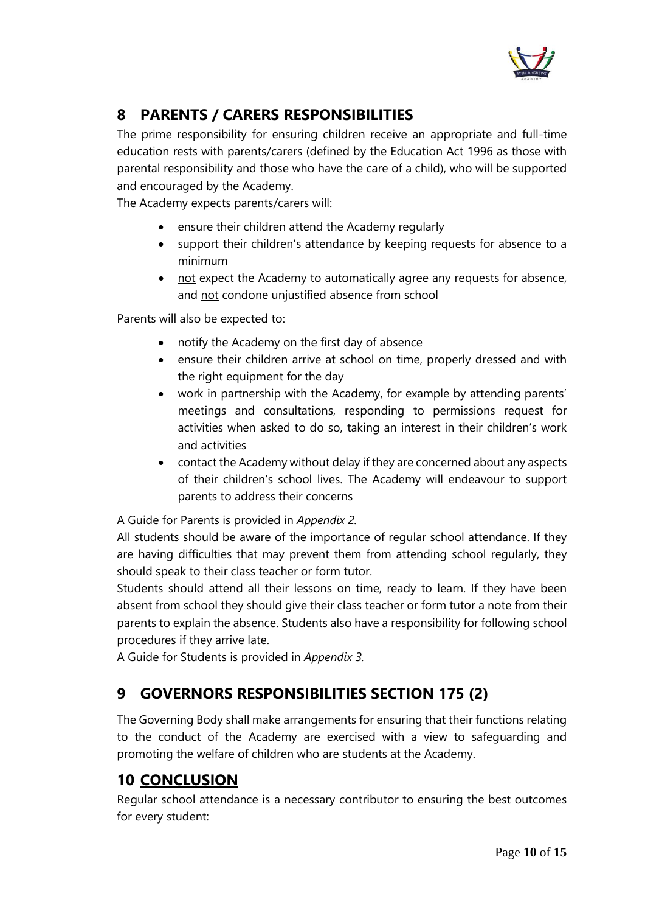## 8 PARENTS / CARERS RESPONSIBILITIES

The prime responsibility for ensuring children receive an appropriate and full-time education rests with parents/carers (defined by the Education Act 1996 as those with parental responsibility and those who have the care of a child), who will be supported and encouraged by the Academy.

The Academy expects parents/carers will:

- ensure their children attend the Academy regularly
- support their children's attendance by keeping requests for absence to a minimum
- <u>not</u> expect the Academy to automatically agree any requests for absence, and <u>not</u> condone unjustified absence from school

Parents will also be expected to:

- notify the Academy on the first day of absence
- ensure their children arrive at school on time, properly dressed and with the right equipment for the day
- work in partnership with the Academy, for example by attending parents' meetings and consultations, responding to permissions request for activities when asked to do so, taking an interest in their children's work and activities
- contact the Academy without delay if they are concerned about any aspects of their children's school lives. The Academy will endeavour to support parents to address their concerns

A Guide for Parents is provided in *Appendix 2*.

All students should be aware of the importance of regular school attendance. If they are having difficulties that may prevent them from attending school regularly, they should speak to their class teacher or form tutor.

Students should attend all their lessons on time, ready to learn. If they have been absent from school they should give their class teacher or form tutor a note from their parents to explain the absence. Students also have a responsibility for following school procedures if they arrive late.

A Guide for Students is provided in *Appendix 3*.

## 9 GOVERNORS RESPONSIBILITIES SECTION 175 (2)

The Governing Body shall make arrangements for ensuring that their functions relating to the conduct of the Academy are exercised with a view to safeguarding and promoting the welfare of children who are students at the Academy.

## 10 CONCLUSION

Regular school attendance is a necessary contributor to ensuring the best outcomes for every student: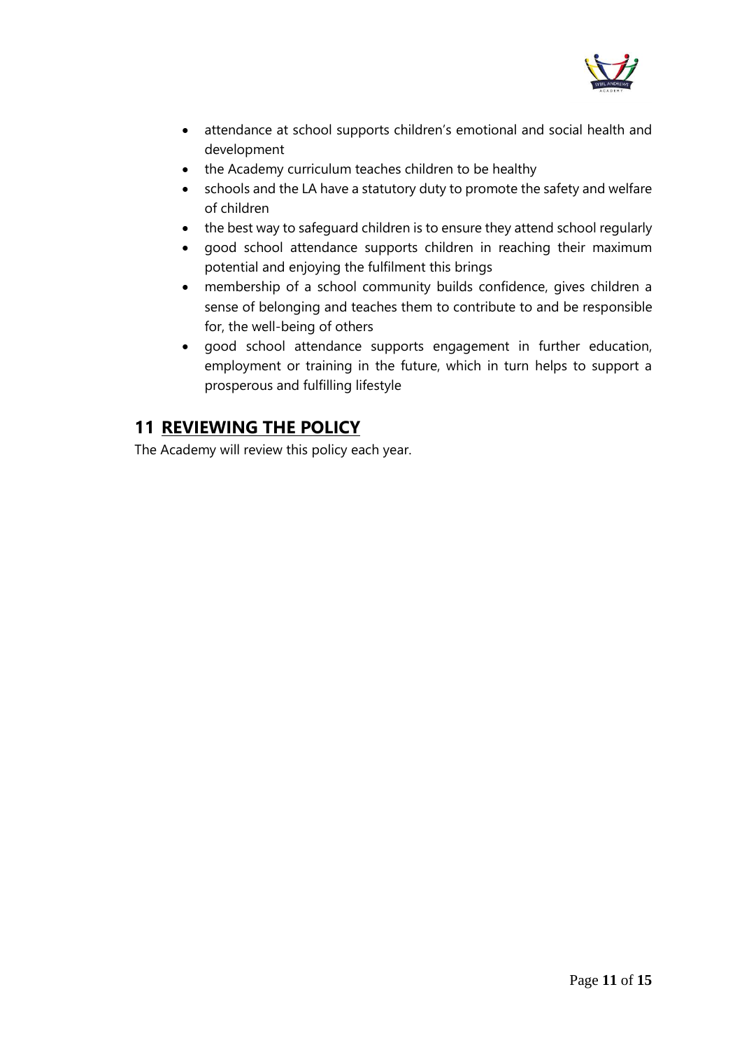- attendance at school supports children's emotional and social health and development
- the Academy curriculum teaches children to be healthy
- schools and the LA have a statutory duty to promote the safety and welfare of children
- the best way to safeguard children is to ensure they attend school regularly
- good school attendance supports children in reaching their maximum potential and enjoying the fulfilment this brings
- membership of a school community builds confidence, gives children a sense of belonging and teaches them to contribute to and be responsible for, the well-being of others
- good school attendance supports engagement in further education, employment or training in the future, which in turn helps to support a prosperous and fulfilling lifestyle

## 11 REVIEWING THE POLICY

The Academy will review this policy each year.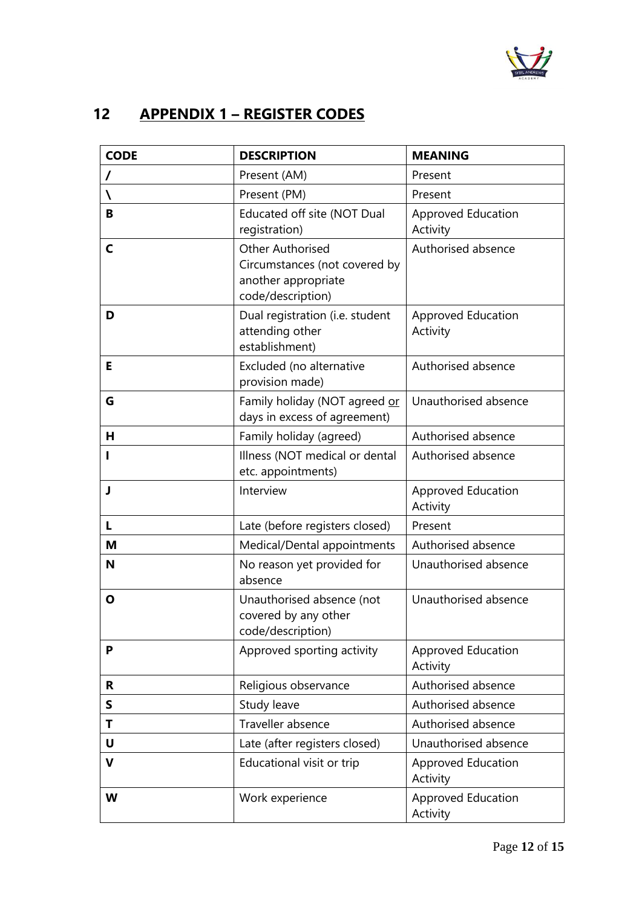## 12 APPENDIX 1 – REGISTER CODES

| **CODE** | **DESCRIPTION** | **MEANING** |
|---|---|---|
| **/** | Present (AM) | Present |
| **\\** | Present (PM) | Present |
| **B** | Educated off site (NOT Dual registration) | Approved Education Activity |
| **C** | Other Authorised Circumstances (not covered by another appropriate code/description) | Authorised absence |
| **D** | Dual registration (i.e. student attending other establishment) | Approved Education Activity |
| **E** | Excluded (no alternative provision made) | Authorised absence |
| **G** | Family holiday (NOT agreed or days in excess of agreement) | Unauthorised absence |
| **H** | Family holiday (agreed) | Authorised absence |
| **I** | Illness (NOT medical or dental etc. appointments) | Authorised absence |
| **J** | Interview | Approved Education Activity |
| **L** | Late (before registers closed) | Present |
| **M** | Medical/Dental appointments | Authorised absence |
| **N** | No reason yet provided for absence | Unauthorised absence |
| **O** | Unauthorised absence (not covered by any other code/description) | Unauthorised absence |
| **P** | Approved sporting activity | Approved Education Activity |
| **R** | Religious observance | Authorised absence |
| **S** | Study leave | Authorised absence |
| **T** | Traveller absence | Authorised absence |
| **U** | Late (after registers closed) | Unauthorised absence |
| **V** | Educational visit or trip | Approved Education Activity |
| **W** | Work experience | Approved Education Activity |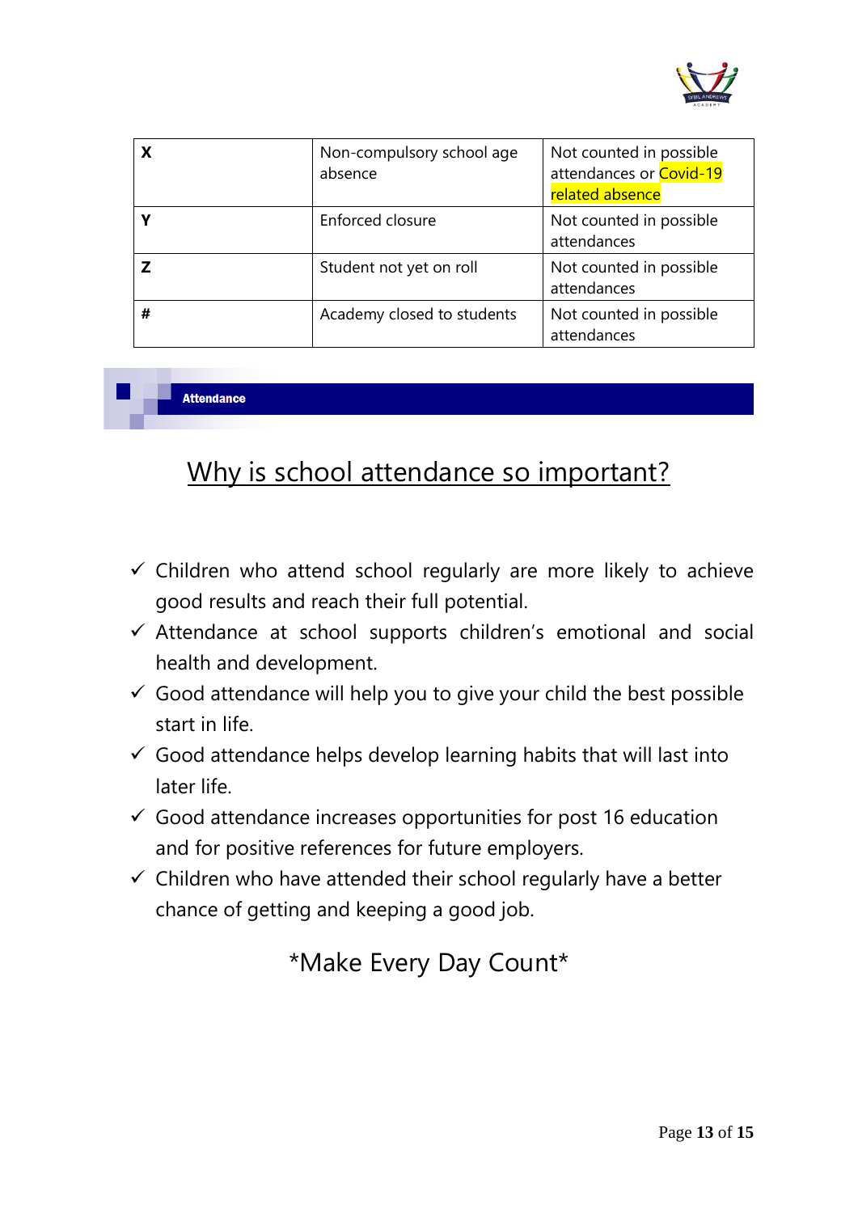| X | Non-compulsory school age absence | Not counted in possible attendances or Covid-19 related absence |
|---|---|---|
| Y | Enforced closure | Not counted in possible attendances |
| Z | Student not yet on roll | Not counted in possible attendances |
| # | Academy closed to students | Not counted in possible attendances |

## Attendance

# Why is school attendance so important?

- ✓ Children who attend school regularly are more likely to achieve good results and reach their full potential.
- ✓ Attendance at school supports children's emotional and social health and development.
- ✓ Good attendance will help you to give your child the best possible start in life.
- ✓ Good attendance helps develop learning habits that will last into later life.
- ✓ Good attendance increases opportunities for post 16 education and for positive references for future employers.
- ✓ Children who have attended their school regularly have a better chance of getting and keeping a good job.

*Make Every Day Count*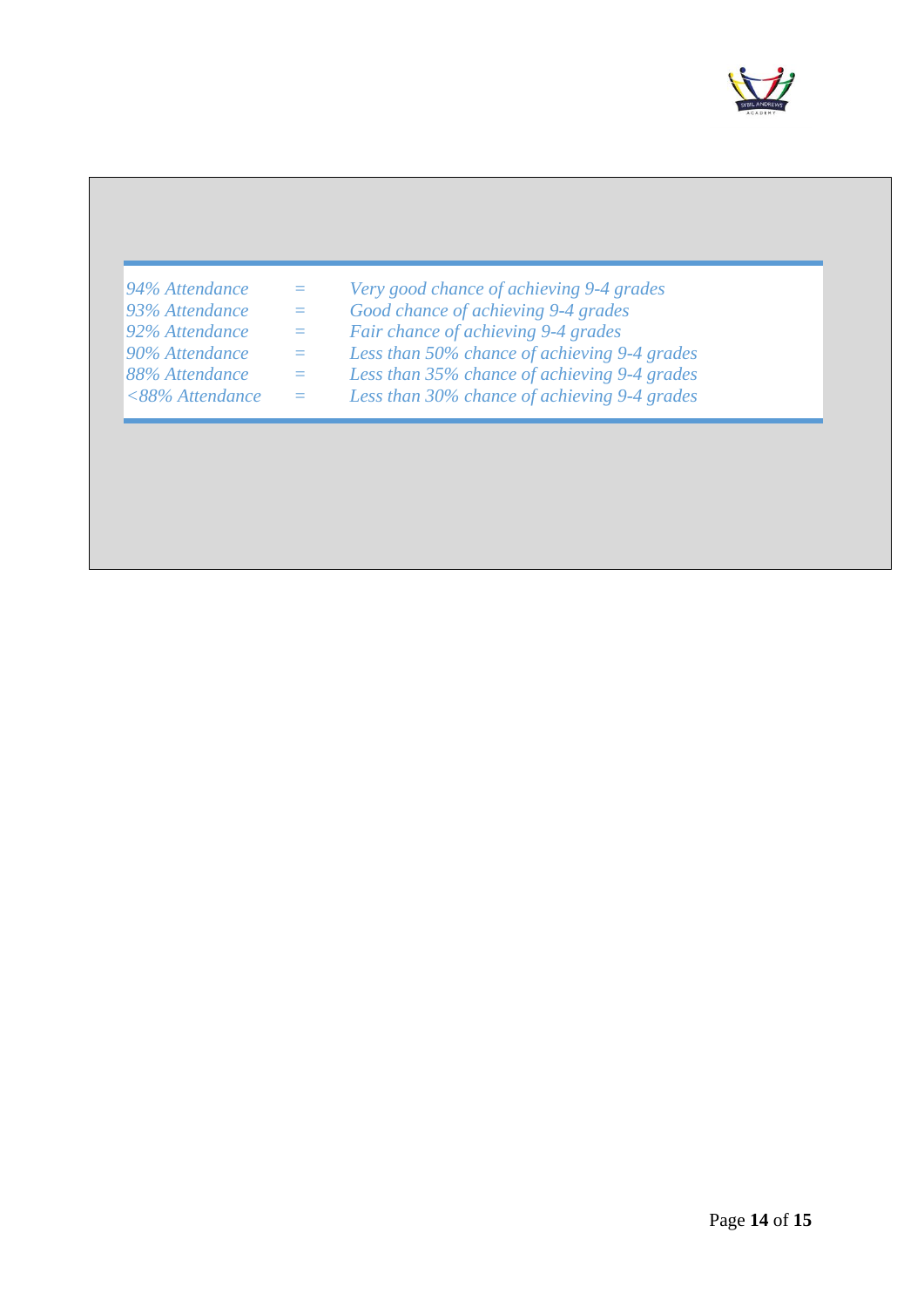| | | |
|---|---|---|
| *94% Attendance* | = | *Very good chance of achieving 9-4 grades* |
| *93% Attendance* | = | *Good chance of achieving 9-4 grades* |
| *92% Attendance* | = | *Fair chance of achieving 9-4 grades* |
| *90% Attendance* | = | *Less than 50% chance of achieving 9-4 grades* |
| *88% Attendance* | = | *Less than 35% chance of achieving 9-4 grades* |
| *<88% Attendance* | = | *Less than 30% chance of achieving 9-4 grades* |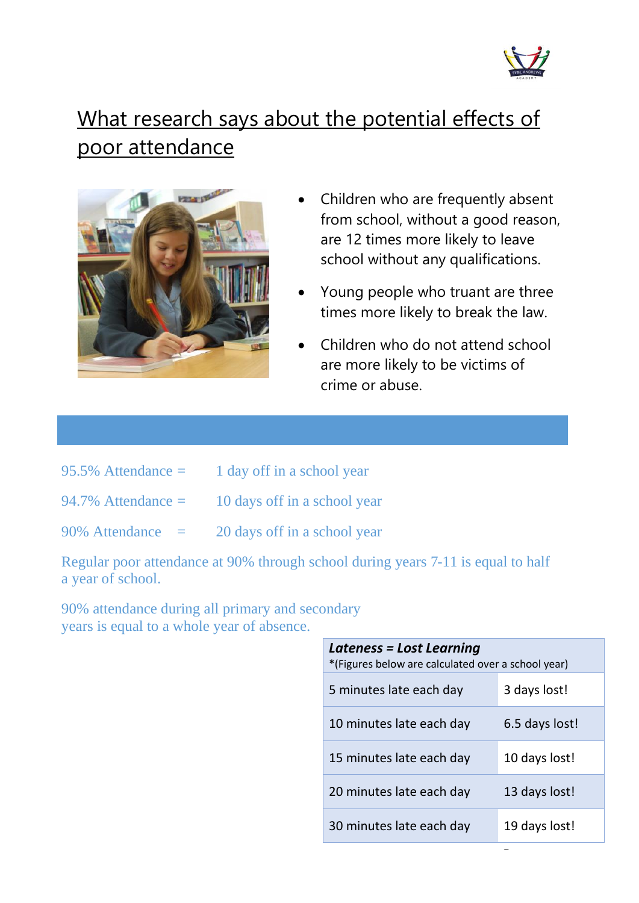# What research says about the potential effects of poor attendance

- Children who are frequently absent from school, without a good reason, are 12 times more likely to leave school without any qualifications.
- Young people who truant are three times more likely to break the law.
- Children who do not attend school are more likely to be victims of crime or abuse.

95.5% Attendance = 1 day off in a school year

94.7% Attendance = 10 days off in a school year

90% Attendance = 20 days off in a school year

Regular poor attendance at 90% through school during years 7-11 is equal to half a year of school.

90% attendance during all primary and secondary years is equal to a whole year of absence.

| ***Lateness = Lost Learning***<br>*(Figures below are calculated over a school year) | |
|---|---|
| 5 minutes late each day | 3 days lost! |
| 10 minutes late each day | 6.5 days lost! |
| 15 minutes late each day | 10 days lost! |
| 20 minutes late each day | 13 days lost! |
| 30 minutes late each day | 19 days lost! |